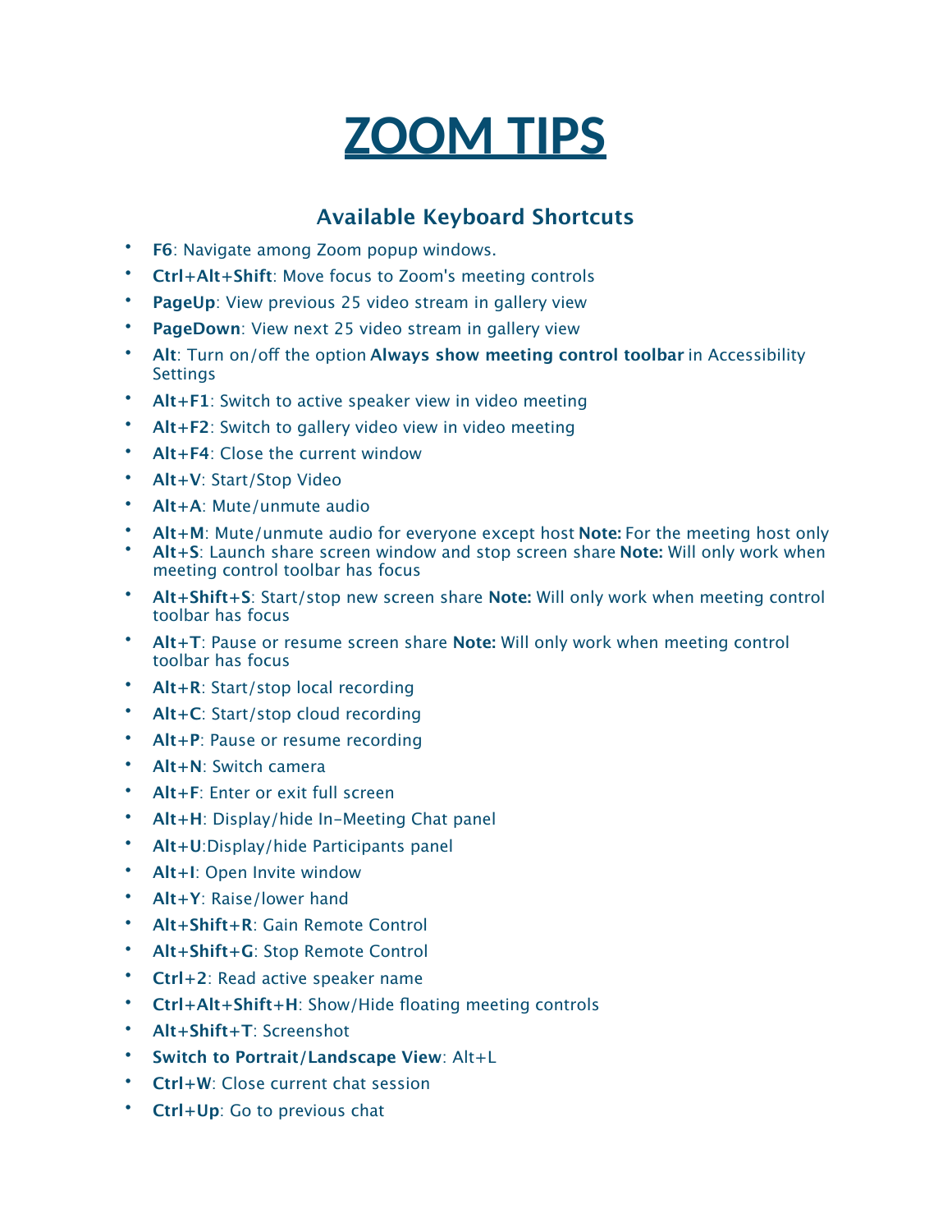# ZOOM TIPS

## Available Keyboard Shortcuts

- **F6**: Navigate among Zoom popup windows.
- **Ctrl+Alt+Shift**: Move focus to Zoom's meeting controls
- **PageUp**: View previous 25 video stream in gallery view
- **PageDown**: View next 25 video stream in gallery view
- **Alt**: Turn on/off the option **Always show meeting control toolbar** in Accessibility Settings
- **Alt+F1**: Switch to active speaker view in video meeting
- **Alt+F2**: Switch to gallery video view in video meeting
- **Alt+F4**: Close the current window
- **Alt+V**: Start/Stop Video
- **Alt+A**: Mute/unmute audio
- **Alt+M**: Mute/unmute audio for everyone except host **Note:** For the meeting host only
- **Alt+S**: Launch share screen window and stop screen share **Note:** Will only work when meeting control toolbar has focus
- **Alt+Shift+S**: Start/stop new screen share **Note:** Will only work when meeting control toolbar has focus
- **Alt+T**: Pause or resume screen share **Note:** Will only work when meeting control toolbar has focus
- **Alt+R**: Start/stop local recording
- **Alt+C**: Start/stop cloud recording
- **Alt+P**: Pause or resume recording
- **Alt+N**: Switch camera
- **Alt+F**: Enter or exit full screen
- **Alt+H**: Display/hide In-Meeting Chat panel
- **Alt+U**:Display/hide Participants panel
- **Alt+I**: Open Invite window
- **Alt+Y**: Raise/lower hand
- **Alt+Shift+R**: Gain Remote Control
- **Alt+Shift+G**: Stop Remote Control
- **Ctrl+2**: Read active speaker name
- **Ctrl+Alt+Shift+H**: Show/Hide floating meeting controls
- **Alt+Shift+T**: Screenshot
- **Switch to Portrait/Landscape View**: Alt+L
- **Ctrl+W**: Close current chat session
- **Ctrl+Up**: Go to previous chat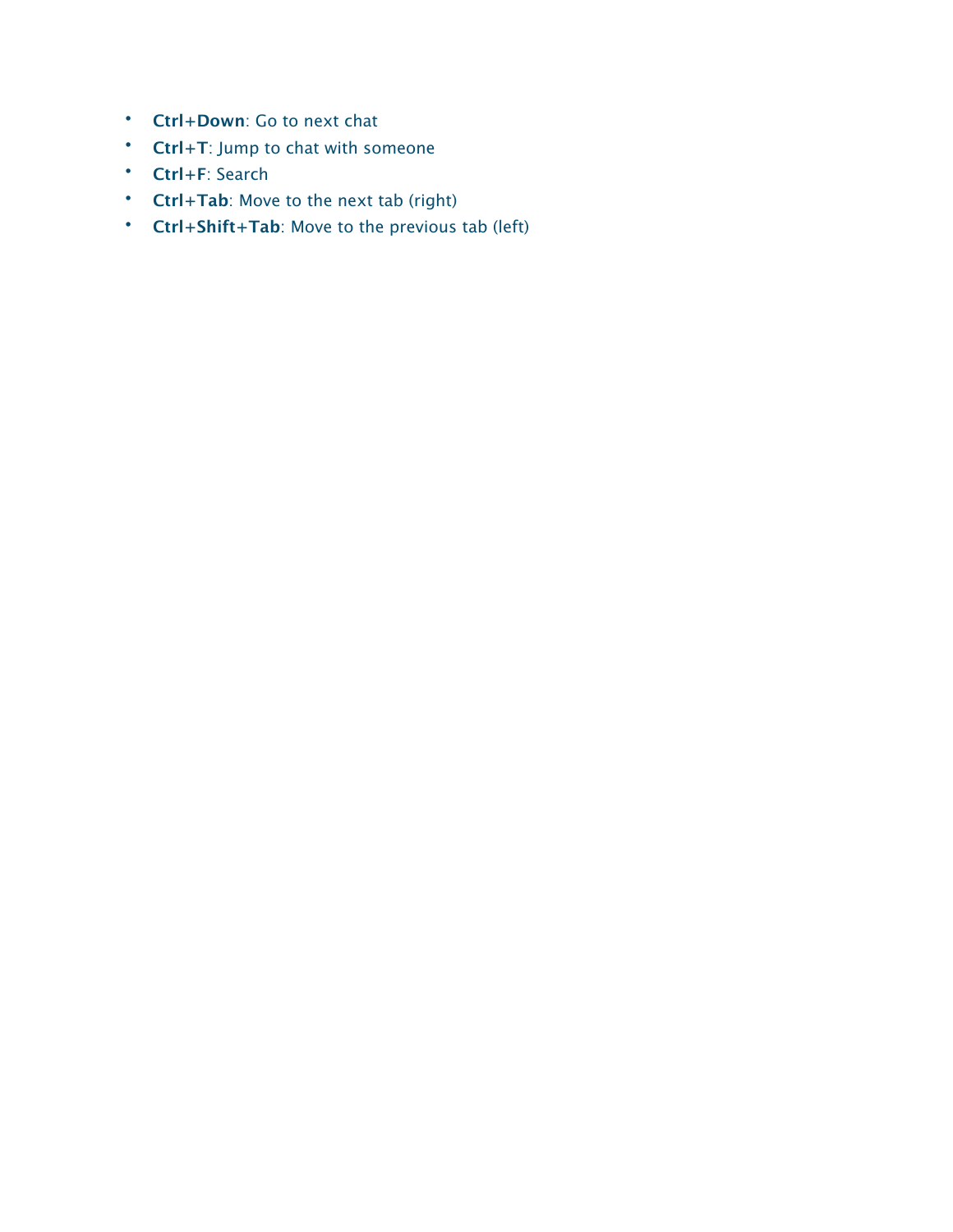- **Ctrl+Down**: Go to next chat
- **Ctrl+T**: Jump to chat with someone
- **Ctrl+F**: Search
- **Ctrl+Tab**: Move to the next tab (right)
- **Ctrl+Shift+Tab**: Move to the previous tab (left)